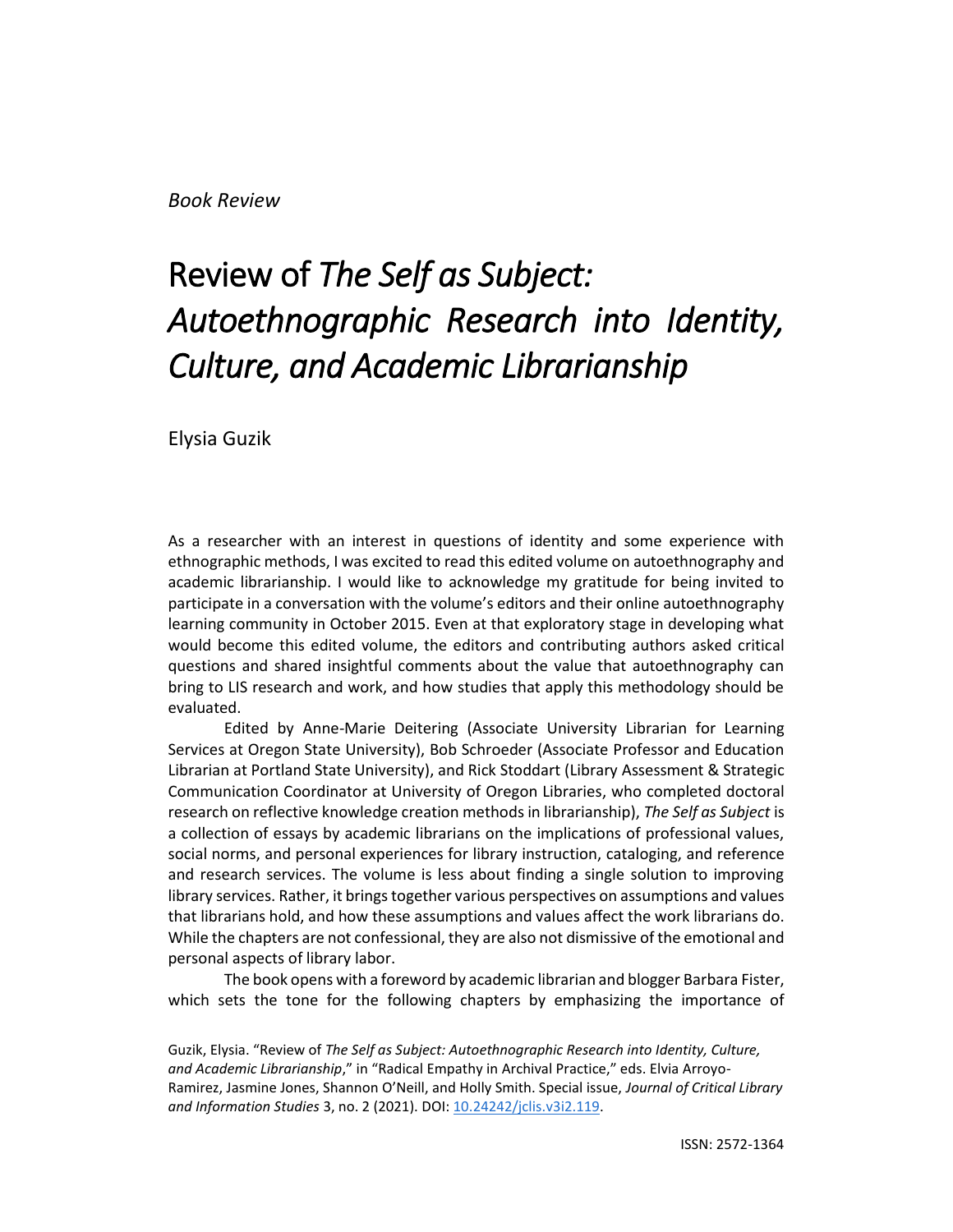*Book Review*

# Review of *The Self as Subject: Autoethnographic Research into Identity, Culture, and Academic Librarianship*

Elysia Guzik

As a researcher with an interest in questions of identity and some experience with ethnographic methods, I was excited to read this edited volume on autoethnography and academic librarianship. I would like to acknowledge my gratitude for being invited to participate in a conversation with the volume's editors and their online autoethnography learning community in October 2015. Even at that exploratory stage in developing what would become this edited volume, the editors and contributing authors asked critical questions and shared insightful comments about the value that autoethnography can bring to LIS research and work, and how studies that apply this methodology should be evaluated.

Edited by Anne-Marie Deitering (Associate University Librarian for Learning Services at Oregon State University), Bob Schroeder (Associate Professor and Education Librarian at Portland State University), and Rick Stoddart (Library Assessment & Strategic Communication Coordinator at University of Oregon Libraries, who completed doctoral research on reflective knowledge creation methods in librarianship), *The Self as Subject* is a collection of essays by academic librarians on the implications of professional values, social norms, and personal experiences for library instruction, cataloging, and reference and research services. The volume is less about finding a single solution to improving library services. Rather, it brings together various perspectives on assumptions and values that librarians hold, and how these assumptions and values affect the work librarians do. While the chapters are not confessional, they are also not dismissive of the emotional and personal aspects of library labor.

The book opens with a foreword by academic librarian and blogger Barbara Fister, which sets the tone for the following chapters by emphasizing the importance of

Guzik, Elysia. "Review of *The Self as Subject: Autoethnographic Research into Identity, Culture, and Academic Librarianship*," in "Radical Empathy in Archival Practice," eds. Elvia Arroyo-Ramirez, Jasmine Jones, Shannon O'Neill, and Holly Smith. Special issue, *Journal of Critical Library and Information Studies* 3, no. 2 (2021). DOI: 10.24242/jclis.v3i2.119.

ISSN: 2572-1364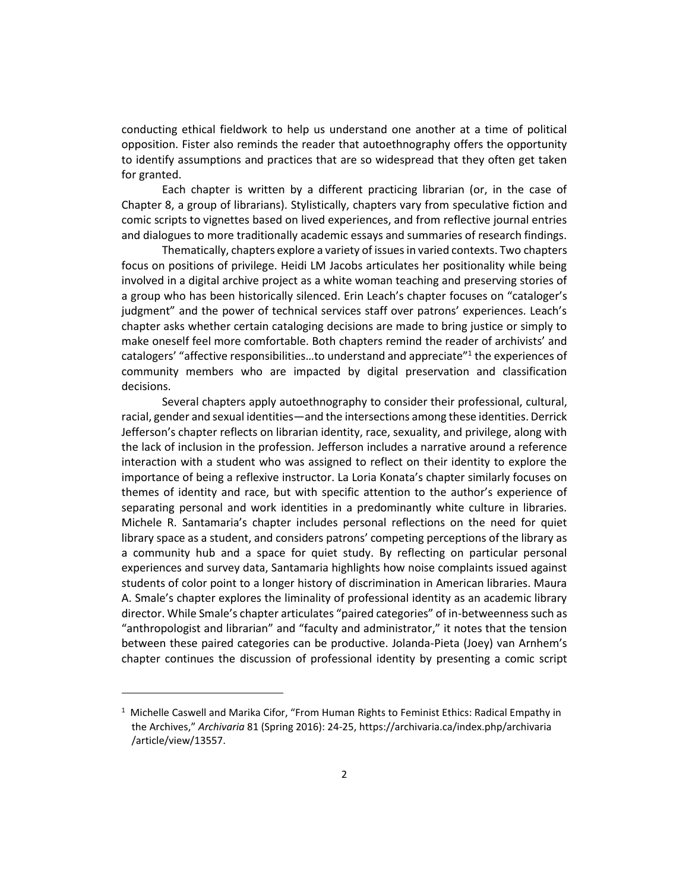conducting ethical fieldwork to help us understand one another at a time of political opposition. Fister also reminds the reader that autoethnography offers the opportunity to identify assumptions and practices that are so widespread that they often get taken for granted.

Each chapter is written by a different practicing librarian (or, in the case of Chapter 8, a group of librarians). Stylistically, chapters vary from speculative fiction and comic scripts to vignettes based on lived experiences, and from reflective journal entries and dialogues to more traditionally academic essays and summaries of research findings.

Thematically, chapters explore a variety of issues in varied contexts. Two chapters focus on positions of privilege. Heidi LM Jacobs articulates her positionality while being involved in a digital archive project as a white woman teaching and preserving stories of a group who has been historically silenced. Erin Leach's chapter focuses on "cataloger's judgment" and the power of technical services staff over patrons' experiences. Leach's chapter asks whether certain cataloging decisions are made to bring justice or simply to make oneself feel more comfortable. Both chapters remind the reader of archivists' and catalogers' "affective responsibilities…to understand and appreciate"[1] the experiences of community members who are impacted by digital preservation and classification decisions.

Several chapters apply autoethnography to consider their professional, cultural, racial, gender and sexual identities—and the intersections among these identities. Derrick Jefferson's chapter reflects on librarian identity, race, sexuality, and privilege, along with the lack of inclusion in the profession. Jefferson includes a narrative around a reference interaction with a student who was assigned to reflect on their identity to explore the importance of being a reflexive instructor. La Loria Konata's chapter similarly focuses on themes of identity and race, but with specific attention to the author's experience of separating personal and work identities in a predominantly white culture in libraries. Michele R. Santamaria's chapter includes personal reflections on the need for quiet library space as a student, and considers patrons' competing perceptions of the library as a community hub and a space for quiet study. By reflecting on particular personal experiences and survey data, Santamaria highlights how noise complaints issued against students of color point to a longer history of discrimination in American libraries. Maura A. Smale's chapter explores the liminality of professional identity as an academic library director. While Smale's chapter articulates "paired categories" of in-betweenness such as "anthropologist and librarian" and "faculty and administrator," it notes that the tension between these paired categories can be productive. Jolanda-Pieta (Joey) van Arnhem's chapter continues the discussion of professional identity by presenting a comic script

[1] Michelle Caswell and Marika Cifor, "From Human Rights to Feminist Ethics: Radical Empathy in the Archives," *Archivaria* 81 (Spring 2016): 24-25, https://archivaria.ca/index.php/archivaria/article/view/13557.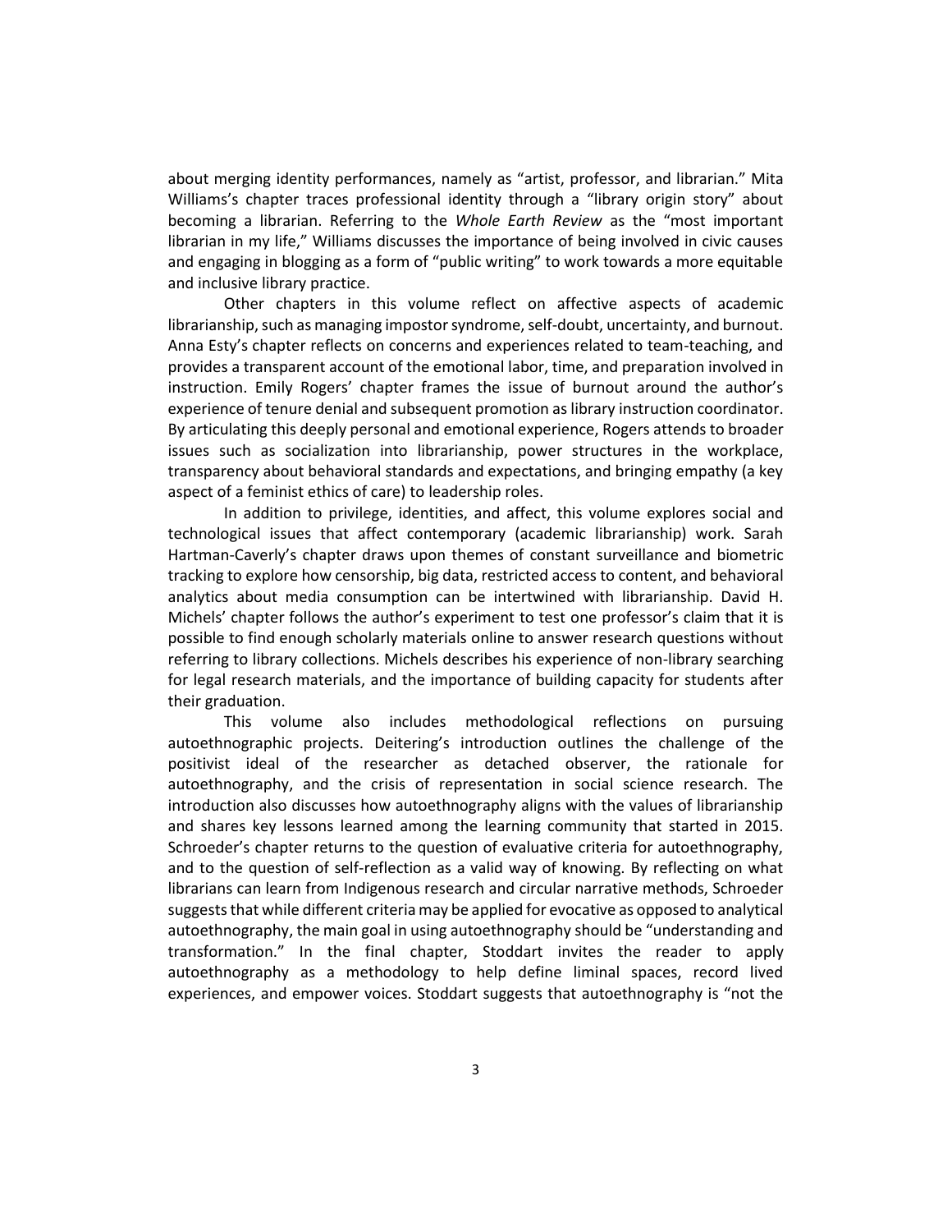about merging identity performances, namely as "artist, professor, and librarian." Mita Williams's chapter traces professional identity through a "library origin story" about becoming a librarian. Referring to the *Whole Earth Review* as the "most important librarian in my life," Williams discusses the importance of being involved in civic causes and engaging in blogging as a form of "public writing" to work towards a more equitable and inclusive library practice.

Other chapters in this volume reflect on affective aspects of academic librarianship, such as managing impostor syndrome, self-doubt, uncertainty, and burnout. Anna Esty's chapter reflects on concerns and experiences related to team-teaching, and provides a transparent account of the emotional labor, time, and preparation involved in instruction. Emily Rogers' chapter frames the issue of burnout around the author's experience of tenure denial and subsequent promotion as library instruction coordinator. By articulating this deeply personal and emotional experience, Rogers attends to broader issues such as socialization into librarianship, power structures in the workplace, transparency about behavioral standards and expectations, and bringing empathy (a key aspect of a feminist ethics of care) to leadership roles.

In addition to privilege, identities, and affect, this volume explores social and technological issues that affect contemporary (academic librarianship) work. Sarah Hartman-Caverly's chapter draws upon themes of constant surveillance and biometric tracking to explore how censorship, big data, restricted access to content, and behavioral analytics about media consumption can be intertwined with librarianship. David H. Michels' chapter follows the author's experiment to test one professor's claim that it is possible to find enough scholarly materials online to answer research questions without referring to library collections. Michels describes his experience of non-library searching for legal research materials, and the importance of building capacity for students after their graduation.

This volume also includes methodological reflections on pursuing autoethnographic projects. Deitering's introduction outlines the challenge of the positivist ideal of the researcher as detached observer, the rationale for autoethnography, and the crisis of representation in social science research. The introduction also discusses how autoethnography aligns with the values of librarianship and shares key lessons learned among the learning community that started in 2015. Schroeder's chapter returns to the question of evaluative criteria for autoethnography, and to the question of self-reflection as a valid way of knowing. By reflecting on what librarians can learn from Indigenous research and circular narrative methods, Schroeder suggests that while different criteria may be applied for evocative as opposed to analytical autoethnography, the main goal in using autoethnography should be "understanding and transformation." In the final chapter, Stoddart invites the reader to apply autoethnography as a methodology to help define liminal spaces, record lived experiences, and empower voices. Stoddart suggests that autoethnography is "not the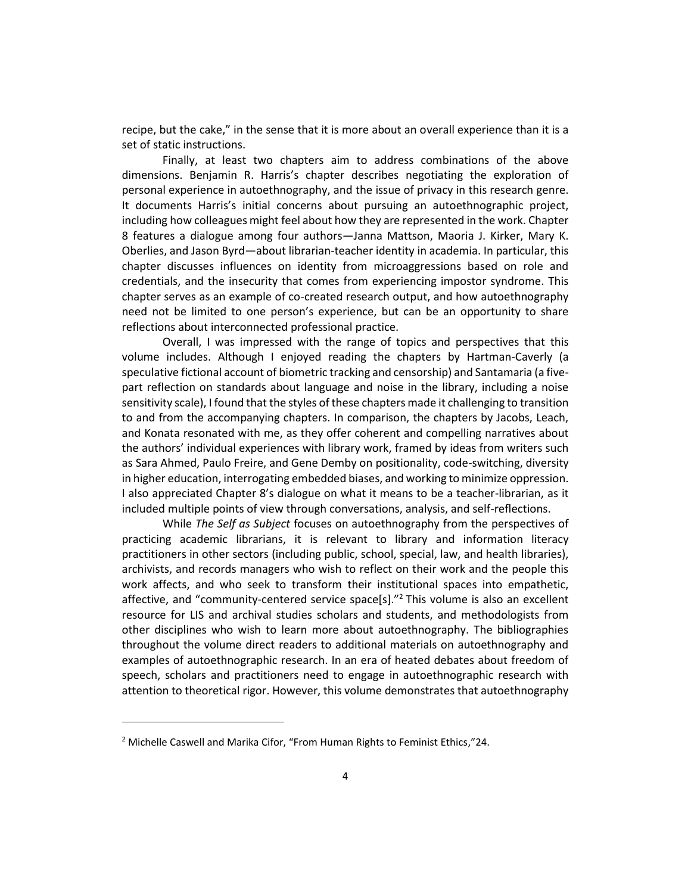recipe, but the cake," in the sense that it is more about an overall experience than it is a set of static instructions.

Finally, at least two chapters aim to address combinations of the above dimensions. Benjamin R. Harris's chapter describes negotiating the exploration of personal experience in autoethnography, and the issue of privacy in this research genre. It documents Harris's initial concerns about pursuing an autoethnographic project, including how colleagues might feel about how they are represented in the work. Chapter 8 features a dialogue among four authors—Janna Mattson, Maoria J. Kirker, Mary K. Oberlies, and Jason Byrd—about librarian-teacher identity in academia. In particular, this chapter discusses influences on identity from microaggressions based on role and credentials, and the insecurity that comes from experiencing impostor syndrome. This chapter serves as an example of co-created research output, and how autoethnography need not be limited to one person's experience, but can be an opportunity to share reflections about interconnected professional practice.

Overall, I was impressed with the range of topics and perspectives that this volume includes. Although I enjoyed reading the chapters by Hartman-Caverly (a speculative fictional account of biometric tracking and censorship) and Santamaria (a five-part reflection on standards about language and noise in the library, including a noise sensitivity scale), I found that the styles of these chapters made it challenging to transition to and from the accompanying chapters. In comparison, the chapters by Jacobs, Leach, and Konata resonated with me, as they offer coherent and compelling narratives about the authors' individual experiences with library work, framed by ideas from writers such as Sara Ahmed, Paulo Freire, and Gene Demby on positionality, code-switching, diversity in higher education, interrogating embedded biases, and working to minimize oppression. I also appreciated Chapter 8's dialogue on what it means to be a teacher-librarian, as it included multiple points of view through conversations, analysis, and self-reflections.

While *The Self as Subject* focuses on autoethnography from the perspectives of practicing academic librarians, it is relevant to library and information literacy practitioners in other sectors (including public, school, special, law, and health libraries), archivists, and records managers who wish to reflect on their work and the people this work affects, and who seek to transform their institutional spaces into empathetic, affective, and "community-centered service space[s]."[2] This volume is also an excellent resource for LIS and archival studies scholars and students, and methodologists from other disciplines who wish to learn more about autoethnography. The bibliographies throughout the volume direct readers to additional materials on autoethnography and examples of autoethnographic research. In an era of heated debates about freedom of speech, scholars and practitioners need to engage in autoethnographic research with attention to theoretical rigor. However, this volume demonstrates that autoethnography

---

[2] Michelle Caswell and Marika Cifor, "From Human Rights to Feminist Ethics,"24.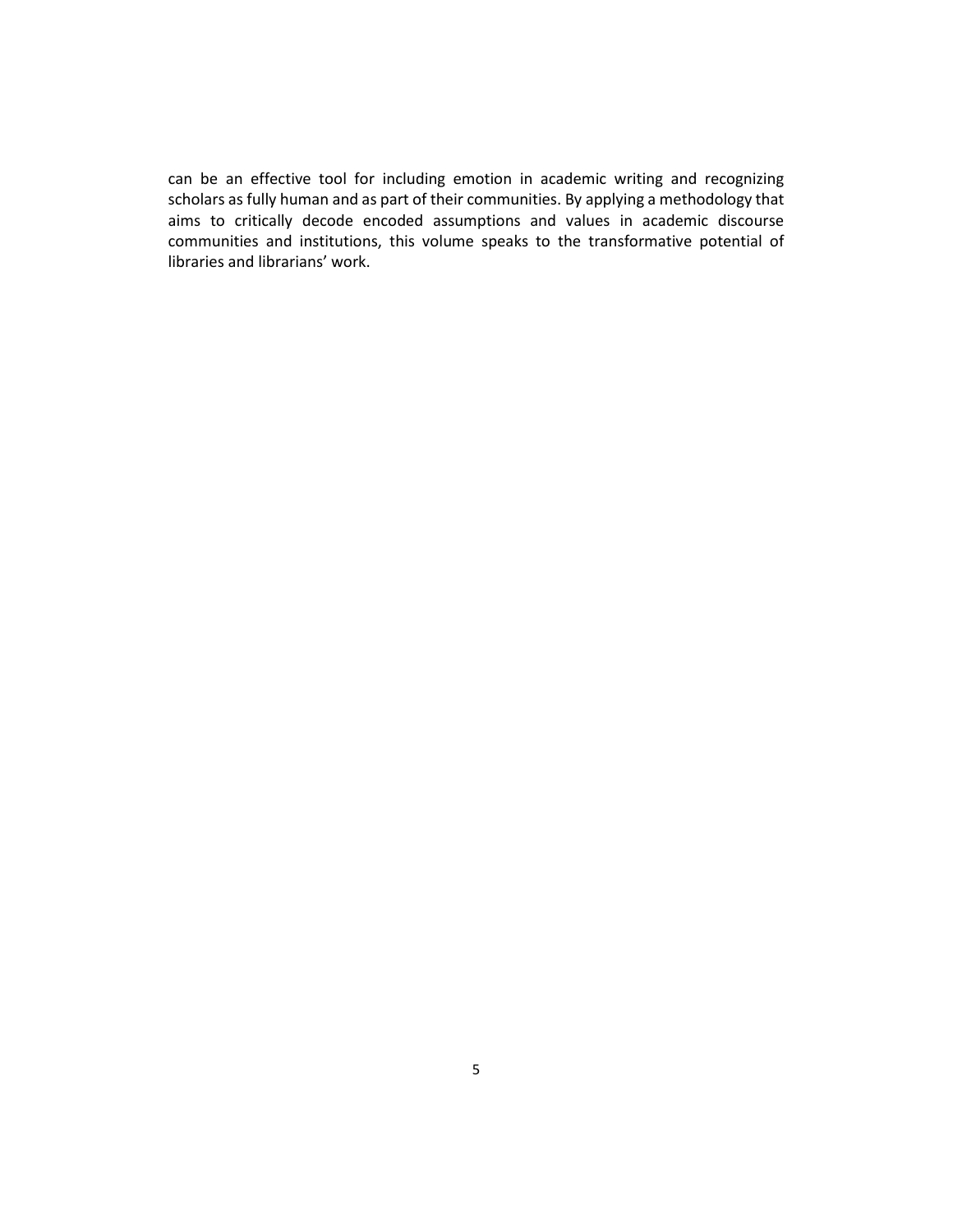can be an effective tool for including emotion in academic writing and recognizing scholars as fully human and as part of their communities. By applying a methodology that aims to critically decode encoded assumptions and values in academic discourse communities and institutions, this volume speaks to the transformative potential of libraries and librarians' work.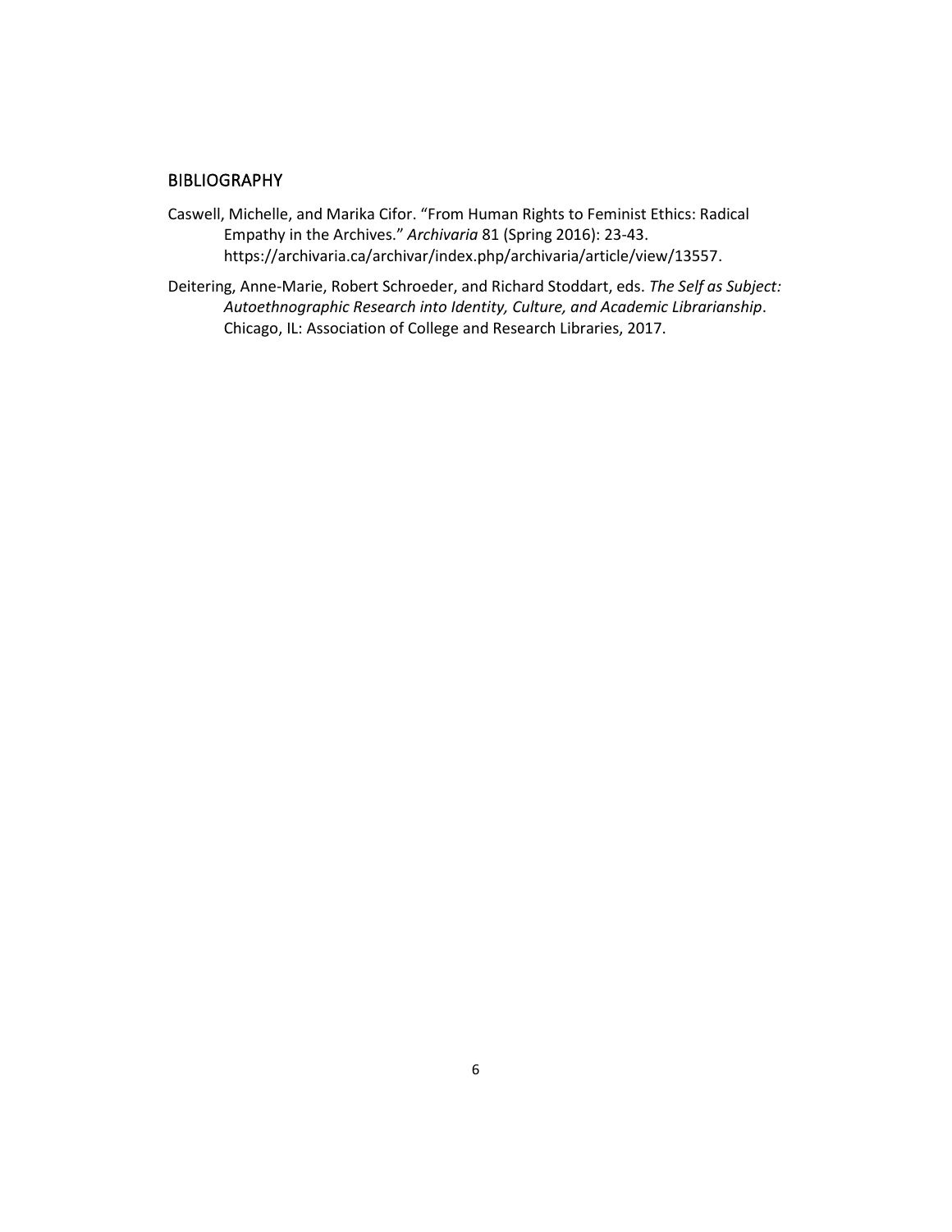## BIBLIOGRAPHY

Caswell, Michelle, and Marika Cifor. "From Human Rights to Feminist Ethics: Radical Empathy in the Archives." *Archivaria* 81 (Spring 2016): 23-43. https://archivaria.ca/archivar/index.php/archivaria/article/view/13557.

Deitering, Anne-Marie, Robert Schroeder, and Richard Stoddart, eds. *The Self as Subject: Autoethnographic Research into Identity, Culture, and Academic Librarianship*. Chicago, IL: Association of College and Research Libraries, 2017.